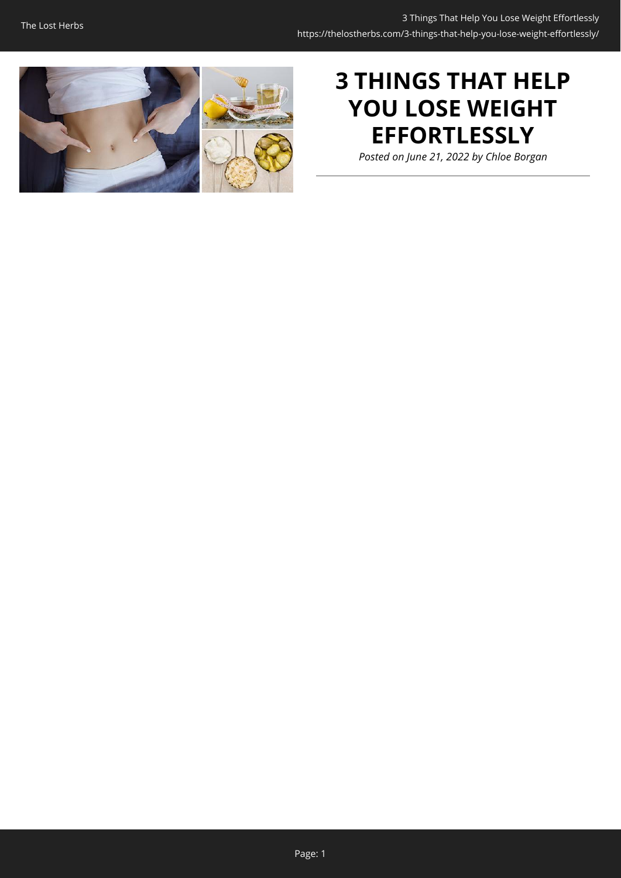# 3 THINGS THAT HELP YOU LOSE WEIGHT EFFORTLESSLY

*Posted on June 21, 2022 by Chloe Borgan*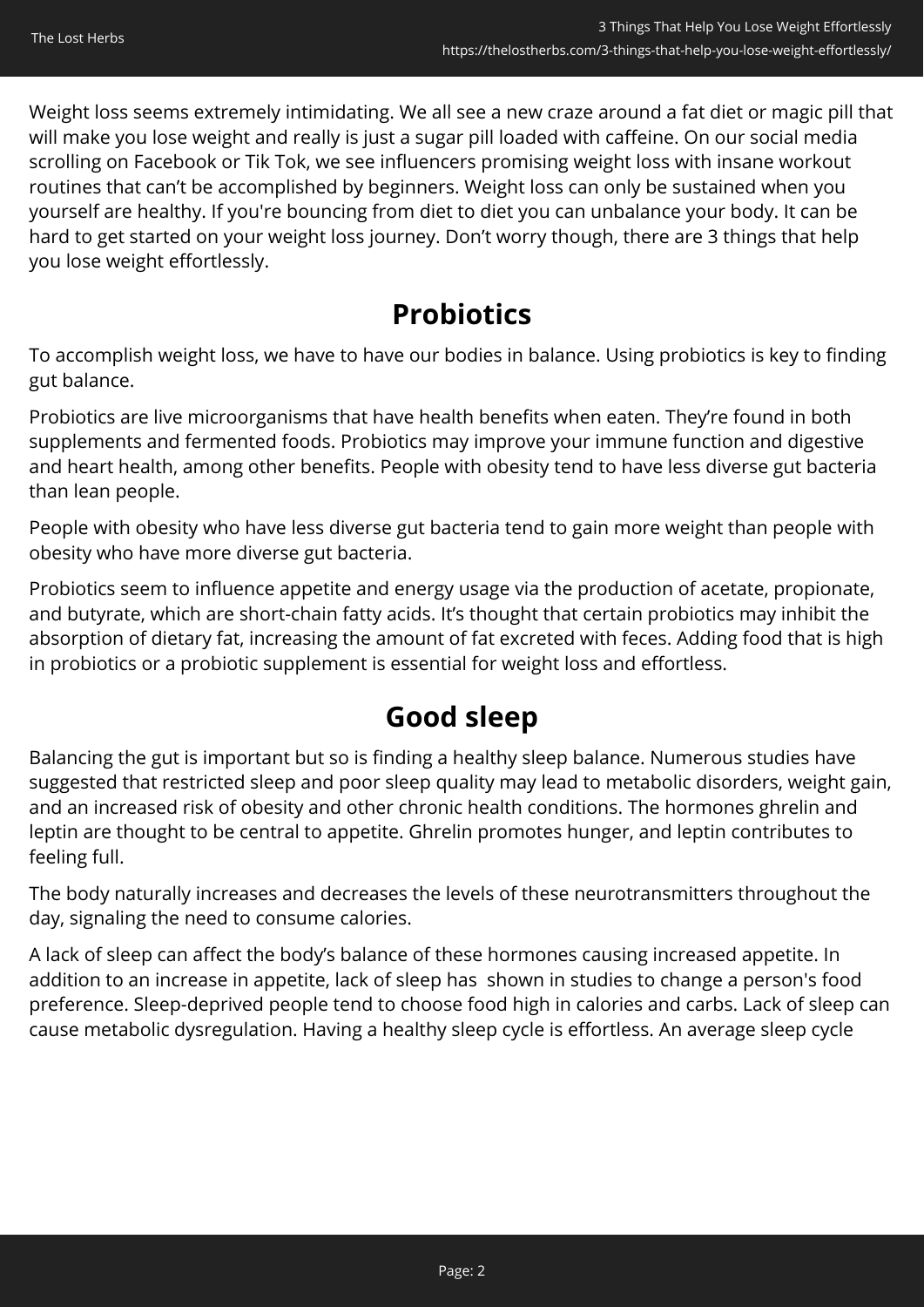Weight loss seems extremely intimidating. We all see a new craze around a fat diet or magic pill that will make you lose weight and really is just a sugar pill loaded with caffeine. On our social media scrolling on Facebook or Tik Tok, we see influencers promising weight loss with insane workout routines that can't be accomplished by beginners. Weight loss can only be sustained when you yourself are healthy. If you're bouncing from diet to diet you can unbalance your body. It can be hard to get started on your weight loss journey. Don't worry though, there are 3 things that help you lose weight effortlessly.

## Probiotics

To accomplish weight loss, we have to have our bodies in balance. Using probiotics is key to finding gut balance.

Probiotics are live microorganisms that have health benefits when eaten. They're found in both supplements and fermented foods. Probiotics may improve your immune function and digestive and heart health, among other benefits. People with obesity tend to have less diverse gut bacteria than lean people.

People with obesity who have less diverse gut bacteria tend to gain more weight than people with obesity who have more diverse gut bacteria.

Probiotics seem to influence appetite and energy usage via the production of acetate, propionate, and butyrate, which are short-chain fatty acids. It's thought that certain probiotics may inhibit the absorption of dietary fat, increasing the amount of fat excreted with feces. Adding food that is high in probiotics or a probiotic supplement is essential for weight loss and effortless.

## Good sleep

Balancing the gut is important but so is finding a healthy sleep balance. Numerous studies have suggested that restricted sleep and poor sleep quality may lead to metabolic disorders, weight gain, and an increased risk of obesity and other chronic health conditions. The hormones ghrelin and leptin are thought to be central to appetite. Ghrelin promotes hunger, and leptin contributes to feeling full.

The body naturally increases and decreases the levels of these neurotransmitters throughout the day, signaling the need to consume calories.

A lack of sleep can affect the body's balance of these hormones causing increased appetite. In addition to an increase in appetite, lack of sleep has shown in studies to change a person's food preference. Sleep-deprived people tend to choose food high in calories and carbs. Lack of sleep can cause metabolic dysregulation. Having a healthy sleep cycle is effortless. An average sleep cycle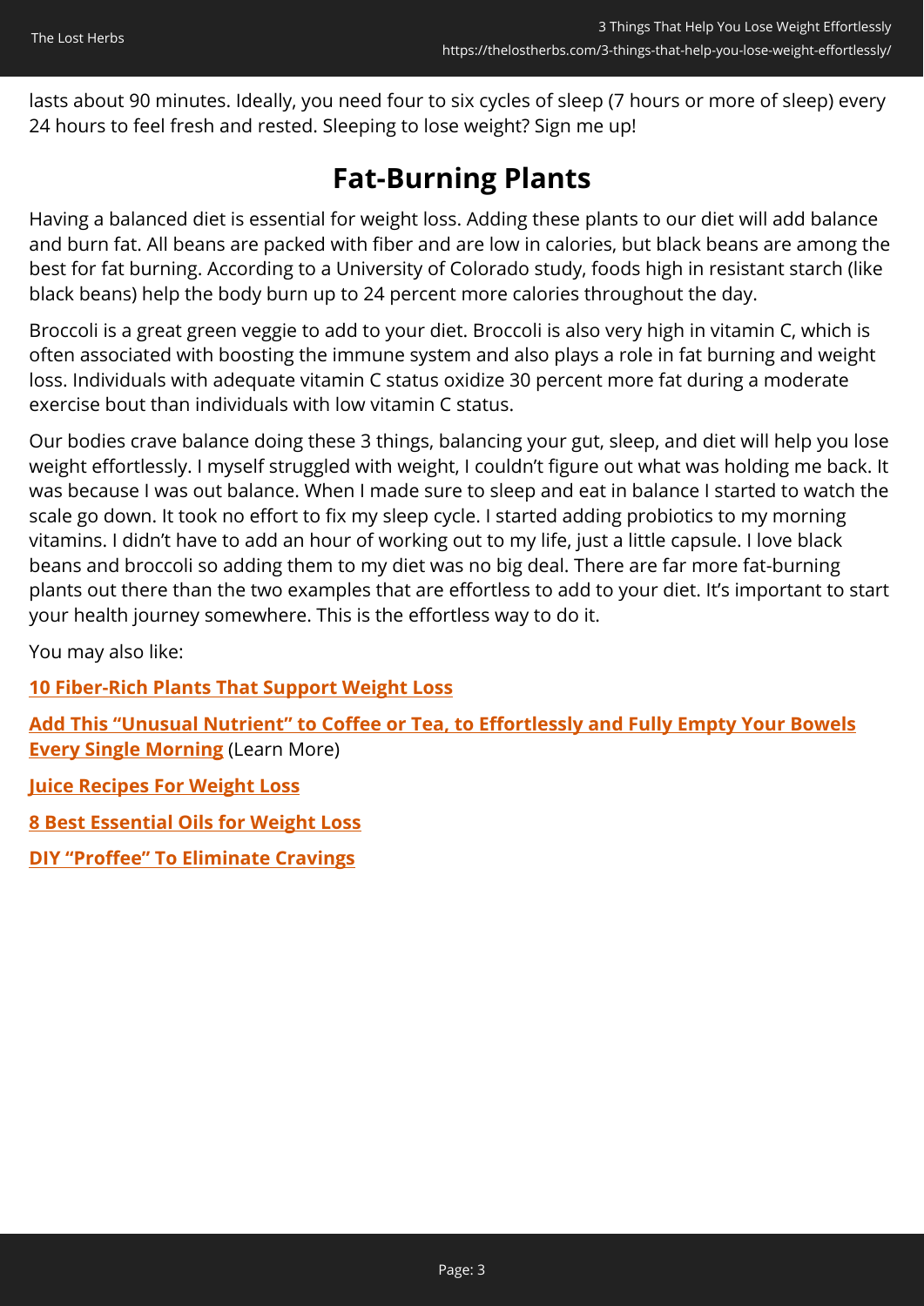lasts about 90 minutes. Ideally, you need four to six cycles of sleep (7 hours or more of sleep) every 24 hours to feel fresh and rested. Sleeping to lose weight? Sign me up!

## Fat-Burning Plants

Having a balanced diet is essential for weight loss. Adding these plants to our diet will add balance and burn fat. All beans are packed with fiber and are low in calories, but black beans are among the best for fat burning. According to a University of Colorado study, foods high in resistant starch (like black beans) help the body burn up to 24 percent more calories throughout the day.

Broccoli is a great green veggie to add to your diet. Broccoli is also very high in vitamin C, which is often associated with boosting the immune system and also plays a role in fat burning and weight loss. Individuals with adequate vitamin C status oxidize 30 percent more fat during a moderate exercise bout than individuals with low vitamin C status.

Our bodies crave balance doing these 3 things, balancing your gut, sleep, and diet will help you lose weight effortlessly. I myself struggled with weight, I couldn't figure out what was holding me back. It was because I was out balance. When I made sure to sleep and eat in balance I started to watch the scale go down. It took no effort to fix my sleep cycle. I started adding probiotics to my morning vitamins. I didn't have to add an hour of working out to my life, just a little capsule. I love black beans and broccoli so adding them to my diet was no big deal. There are far more fat-burning plants out there than the two examples that are effortless to add to your diet. It's important to start your health journey somewhere. This is the effortless way to do it.

You may also like:

**10 Fiber-Rich Plants That Support Weight Loss**

**Add This "Unusual Nutrient" to Coffee or Tea, to Effortlessly and Fully Empty Your Bowels Every Single Morning** (Learn More)

**Juice Recipes For Weight Loss**

**8 Best Essential Oils for Weight Loss**

**DIY "Proffee" To Eliminate Cravings**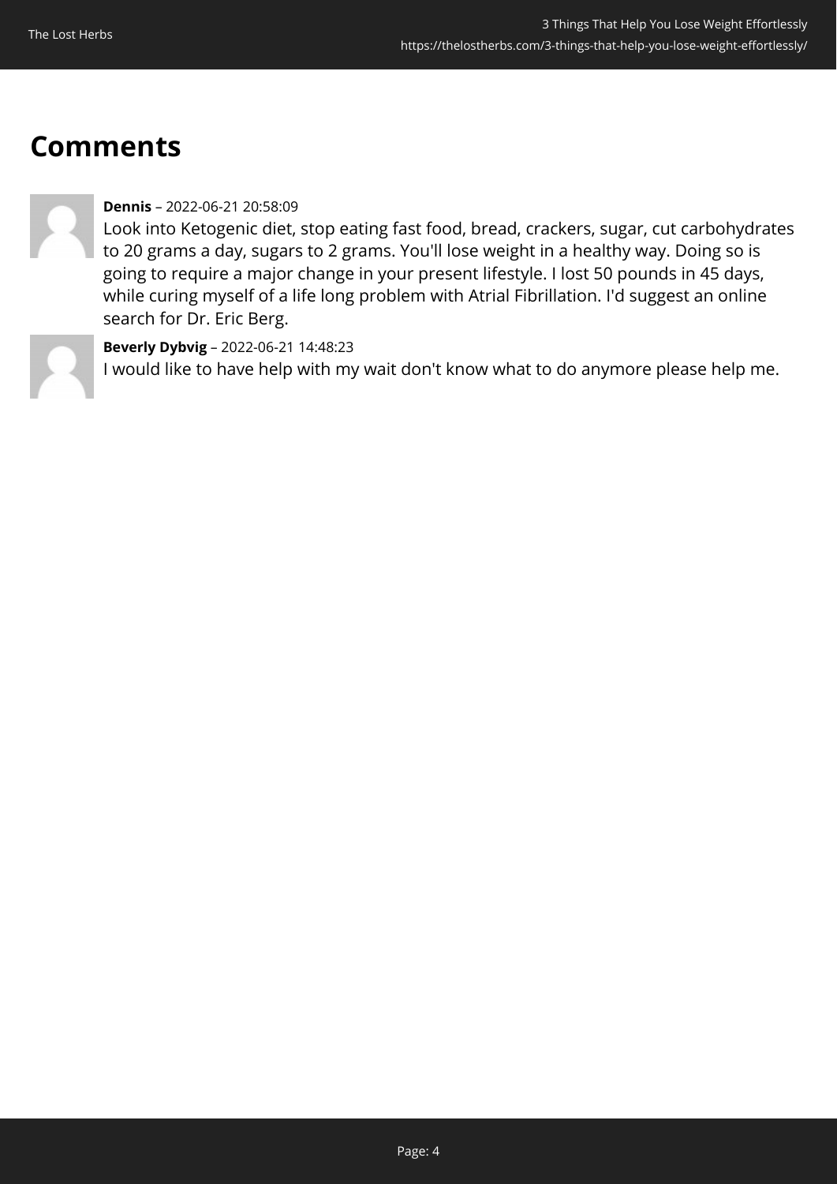## Comments

**Dennis** – 2022-06-21 20:58:09

Look into Ketogenic diet, stop eating fast food, bread, crackers, sugar, cut carbohydrates to 20 grams a day, sugars to 2 grams. You'll lose weight in a healthy way. Doing so is going to require a major change in your present lifestyle. I lost 50 pounds in 45 days, while curing myself of a life long problem with Atrial Fibrillation. I'd suggest an online search for Dr. Eric Berg.

**Beverly Dybvig** – 2022-06-21 14:48:23

I would like to have help with my wait don't know what to do anymore please help me.